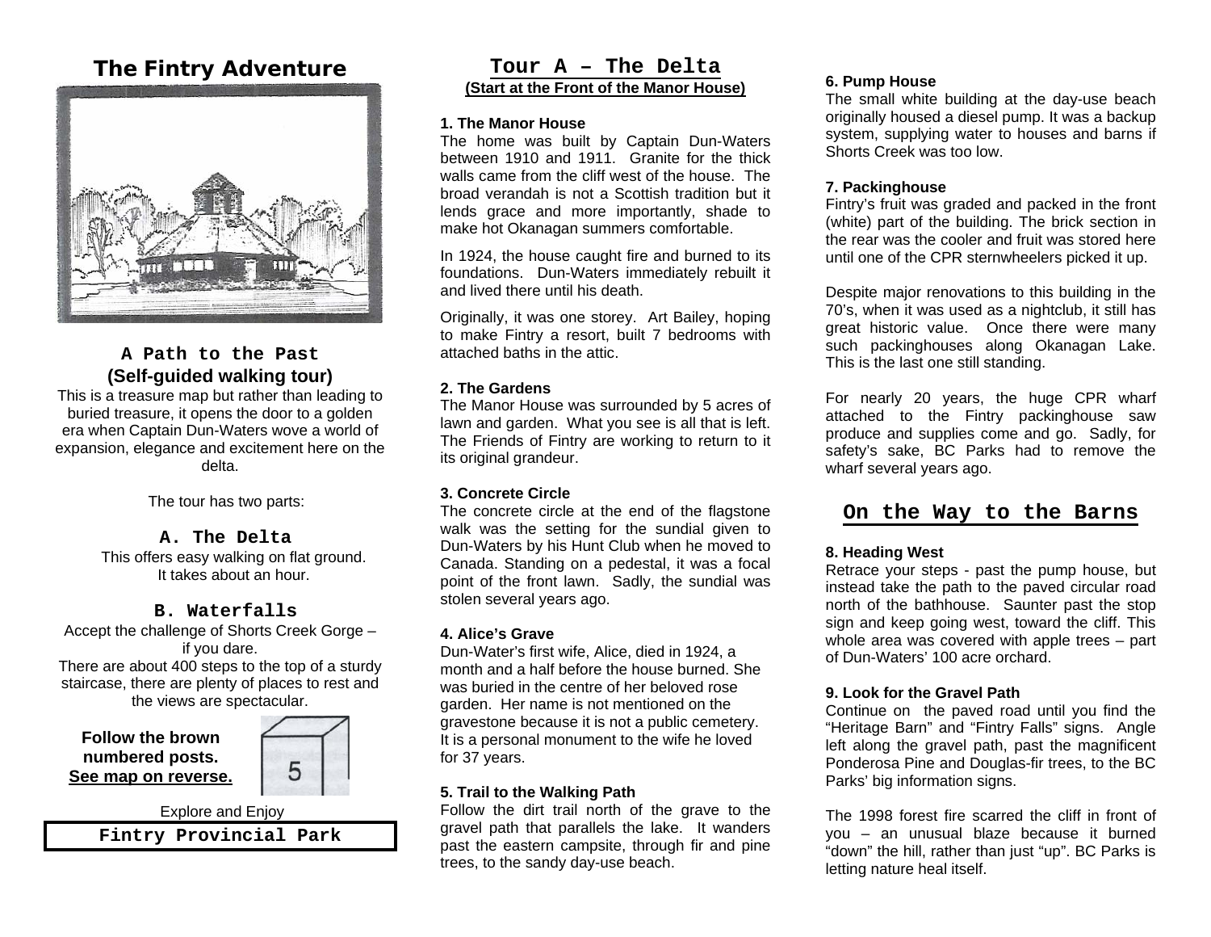# The Fintry Adventure

## A Path to the Past
**(Self-guided walking tour)**

This is a treasure map but rather than leading to buried treasure, it opens the door to a golden era when Captain Dun-Waters wove a world of expansion, elegance and excitement here on the delta.

The tour has two parts:

### A. The Delta

This offers easy walking on flat ground. It takes about an hour.

### B. Waterfalls

Accept the challenge of Shorts Creek Gorge – if you dare.

There are about 400 steps to the top of a sturdy staircase, there are plenty of places to rest and the views are spectacular.

**Follow the brown numbered posts.**
**See map on reverse.**

5

Explore and Enjoy

**Fintry Provincial Park**

## Tour A – The Delta
**(Start at the Front of the Manor House)**

**1. The Manor House**

The home was built by Captain Dun-Waters between 1910 and 1911. Granite for the thick walls came from the cliff west of the house. The broad verandah is not a Scottish tradition but it lends grace and more importantly, shade to make hot Okanagan summers comfortable.

In 1924, the house caught fire and burned to its foundations. Dun-Waters immediately rebuilt it and lived there until his death.

Originally, it was one storey. Art Bailey, hoping to make Fintry a resort, built 7 bedrooms with attached baths in the attic.

**2. The Gardens**

The Manor House was surrounded by 5 acres of lawn and garden. What you see is all that is left. The Friends of Fintry are working to return to it its original grandeur.

**3. Concrete Circle**

The concrete circle at the end of the flagstone walk was the setting for the sundial given to Dun-Waters by his Hunt Club when he moved to Canada. Standing on a pedestal, it was a focal point of the front lawn. Sadly, the sundial was stolen several years ago.

**4. Alice's Grave**

Dun-Water's first wife, Alice, died in 1924, a month and a half before the house burned. She was buried in the centre of her beloved rose garden. Her name is not mentioned on the gravestone because it is not a public cemetery. It is a personal monument to the wife he loved for 37 years.

**5. Trail to the Walking Path**

Follow the dirt trail north of the grave to the gravel path that parallels the lake. It wanders past the eastern campsite, through fir and pine trees, to the sandy day-use beach.

**6. Pump House**

The small white building at the day-use beach originally housed a diesel pump. It was a backup system, supplying water to houses and barns if Shorts Creek was too low.

**7. Packinghouse**

Fintry's fruit was graded and packed in the front (white) part of the building. The brick section in the rear was the cooler and fruit was stored here until one of the CPR sternwheelers picked it up.

Despite major renovations to this building in the 70's, when it was used as a nightclub, it still has great historic value. Once there were many such packinghouses along Okanagan Lake. This is the last one still standing.

For nearly 20 years, the huge CPR wharf attached to the Fintry packinghouse saw produce and supplies come and go. Sadly, for safety's sake, BC Parks had to remove the wharf several years ago.

## On the Way to the Barns

**8. Heading West**

Retrace your steps - past the pump house, but instead take the path to the paved circular road north of the bathhouse. Saunter past the stop sign and keep going west, toward the cliff. This whole area was covered with apple trees – part of Dun-Waters' 100 acre orchard.

**9. Look for the Gravel Path**

Continue on the paved road until you find the "Heritage Barn" and "Fintry Falls" signs. Angle left along the gravel path, past the magnificent Ponderosa Pine and Douglas-fir trees, to the BC Parks' big information signs.

The 1998 forest fire scarred the cliff in front of you – an unusual blaze because it burned "down" the hill, rather than just "up". BC Parks is letting nature heal itself.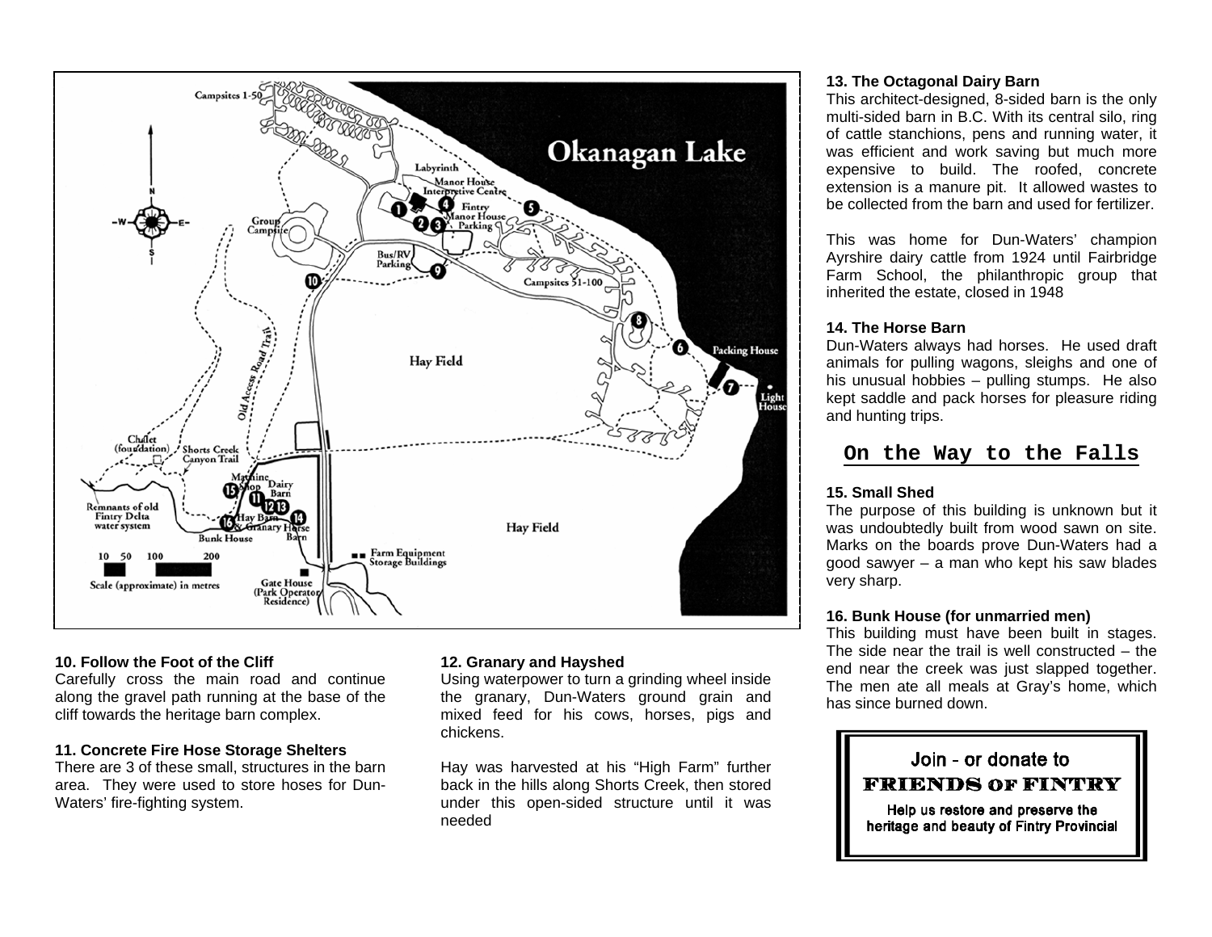Campsites 1-50

Okanagan Lake

Labyrinth

Manor House Interpretive Centre

Fintry Manor House Parking

Group Campsite

Bus/RV Parking

Campsites 51-100

Hay Field

Packing House

Light House

Old Access Road Trail

Chalet (foundation)

Shorts Creek Canyon Trail

Machine Shop

Dairy Barn

Remnants of old Fintry Delta water system

Hay Barn & Granary

Horse Barn

Bunk House

Hay Field

Farm Equipment Storage Buildings

Scale (approximate) in metres: 10 50 100 200

Gate House (Park Operator Residence)

### 10. Follow the Foot of the Cliff

Carefully cross the main road and continue along the gravel path running at the base of the cliff towards the heritage barn complex.

### 11. Concrete Fire Hose Storage Shelters

There are 3 of these small, structures in the barn area. They were used to store hoses for Dun-Waters' fire-fighting system.

### 12. Granary and Hayshed

Using waterpower to turn a grinding wheel inside the granary, Dun-Waters ground grain and mixed feed for his cows, horses, pigs and chickens.

Hay was harvested at his "High Farm" further back in the hills along Shorts Creek, then stored under this open-sided structure until it was needed

### 13. The Octagonal Dairy Barn

This architect-designed, 8-sided barn is the only multi-sided barn in B.C. With its central silo, ring of cattle stanchions, pens and running water, it was efficient and work saving but much more expensive to build. The roofed, concrete extension is a manure pit. It allowed wastes to be collected from the barn and used for fertilizer.

This was home for Dun-Waters' champion Ayrshire dairy cattle from 1924 until Fairbridge Farm School, the philanthropic group that inherited the estate, closed in 1948

### 14. The Horse Barn

Dun-Waters always had horses. He used draft animals for pulling wagons, sleighs and one of his unusual hobbies – pulling stumps. He also kept saddle and pack horses for pleasure riding and hunting trips.

## On the Way to the Falls

### 15. Small Shed

The purpose of this building is unknown but it was undoubtedly built from wood sawn on site. Marks on the boards prove Dun-Waters had a good sawyer – a man who kept his saw blades very sharp.

### 16. Bunk House (for unmarried men)

This building must have been built in stages. The side near the trail is well constructed – the end near the creek was just slapped together. The men ate all meals at Gray's home, which has since burned down.

Join - or donate to

**FRIENDS OF FINTRY**

**Help us restore and preserve the heritage and beauty of Fintry Provincial**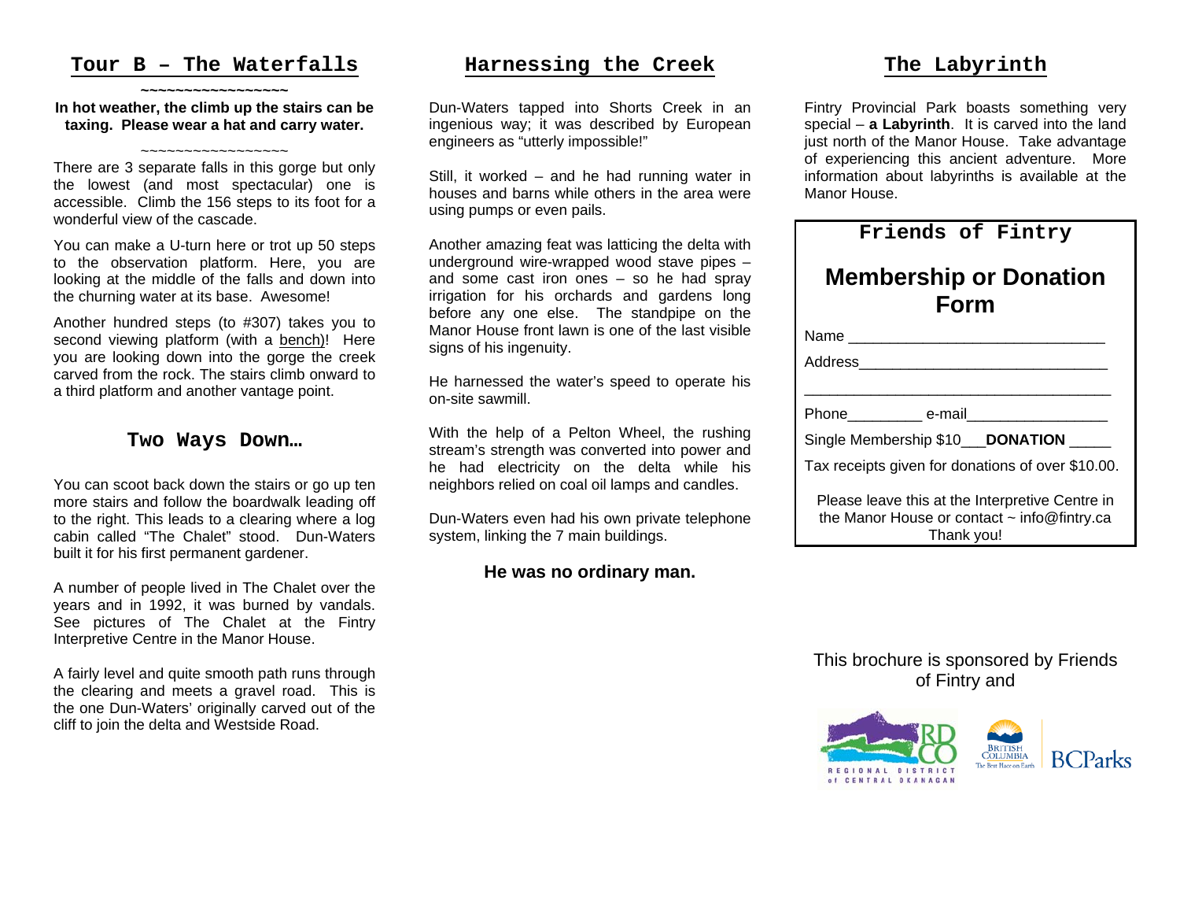## Tour B – The Waterfalls

~~~~~~~~~~~~~~~~~

**In hot weather, the climb up the stairs can be taxing. Please wear a hat and carry water.**

~~~~~~~~~~~~~~~~~

There are 3 separate falls in this gorge but only the lowest (and most spectacular) one is accessible. Climb the 156 steps to its foot for a wonderful view of the cascade.

You can make a U-turn here or trot up 50 steps to the observation platform. Here, you are looking at the middle of the falls and down into the churning water at its base. Awesome!

Another hundred steps (to #307) takes you to second viewing platform (with a bench)! Here you are looking down into the gorge the creek carved from the rock. The stairs climb onward to a third platform and another vantage point.

### Two Ways Down…

You can scoot back down the stairs or go up ten more stairs and follow the boardwalk leading off to the right. This leads to a clearing where a log cabin called "The Chalet" stood. Dun-Waters built it for his first permanent gardener.

A number of people lived in The Chalet over the years and in 1992, it was burned by vandals. See pictures of The Chalet at the Fintry Interpretive Centre in the Manor House.

A fairly level and quite smooth path runs through the clearing and meets a gravel road. This is the one Dun-Waters' originally carved out of the cliff to join the delta and Westside Road.

## Harnessing the Creek

Dun-Waters tapped into Shorts Creek in an ingenious way; it was described by European engineers as "utterly impossible!"

Still, it worked – and he had running water in houses and barns while others in the area were using pumps or even pails.

Another amazing feat was latticing the delta with underground wire-wrapped wood stave pipes – and some cast iron ones – so he had spray irrigation for his orchards and gardens long before any one else. The standpipe on the Manor House front lawn is one of the last visible signs of his ingenuity.

He harnessed the water's speed to operate his on-site sawmill.

With the help of a Pelton Wheel, the rushing stream's strength was converted into power and he had electricity on the delta while his neighbors relied on coal oil lamps and candles.

Dun-Waters even had his own private telephone system, linking the 7 main buildings.

**He was no ordinary man.**

## The Labyrinth

Fintry Provincial Park boasts something very special – **a Labyrinth**. It is carved into the land just north of the Manor House. Take advantage of experiencing this ancient adventure. More information about labyrinths is available at the Manor House.

### Friends of Fintry

### Membership or Donation Form

Name ______________________________

Address_____________________________

____________________________________

Phone_________ e-mail_________________

Single Membership $10___**DONATION** _____

Tax receipts given for donations of over $10.00.

Please leave this at the Interpretive Centre in the Manor House or contact ~ info@fintry.ca Thank you!

This brochure is sponsored by Friends of Fintry and

RDCO REGIONAL DISTRICT of CENTRAL OKANAGAN

BRITISH COLUMBIA The Best Place on Earth

BCParks